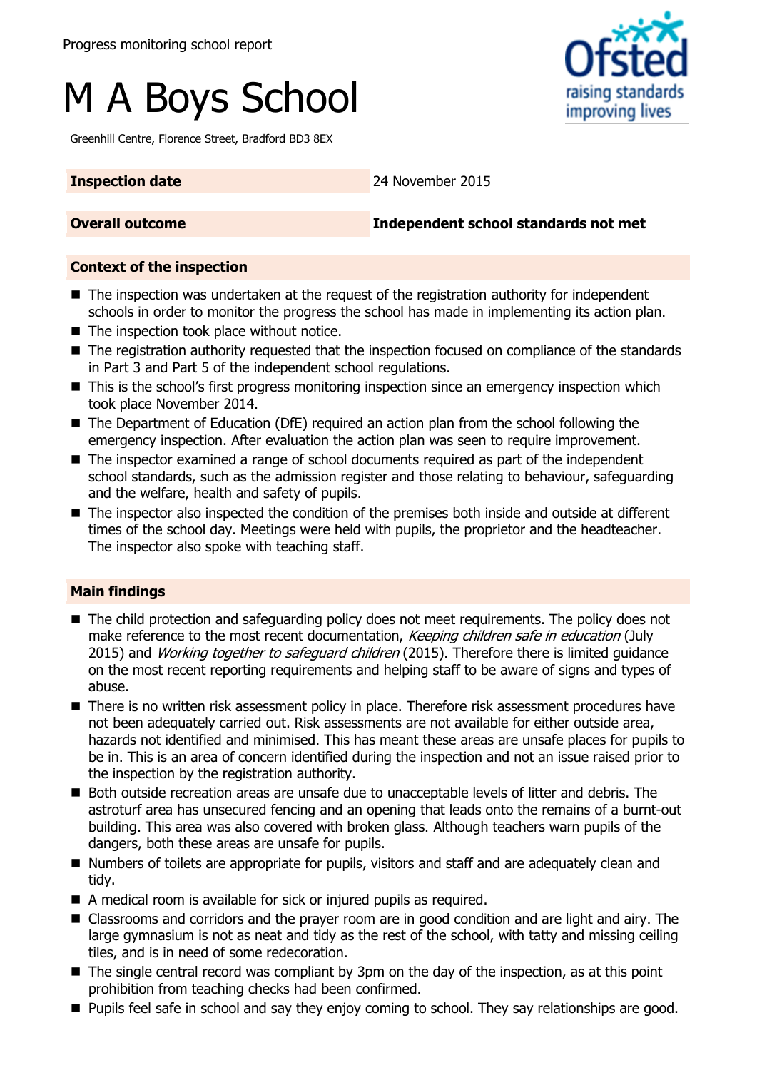Progress monitoring school report

# M A Boys School

Greenhill Centre, Florence Street, Bradford BD3 8EX

| **Inspection date** | 24 November 2015 |
|---|---|
| **Overall outcome** | **Independent school standards not met** |

## Context of the inspection

- The inspection was undertaken at the request of the registration authority for independent schools in order to monitor the progress the school has made in implementing its action plan.
- The inspection took place without notice.
- The registration authority requested that the inspection focused on compliance of the standards in Part 3 and Part 5 of the independent school regulations.
- This is the school's first progress monitoring inspection since an emergency inspection which took place November 2014.
- The Department of Education (DfE) required an action plan from the school following the emergency inspection. After evaluation the action plan was seen to require improvement.
- The inspector examined a range of school documents required as part of the independent school standards, such as the admission register and those relating to behaviour, safeguarding and the welfare, health and safety of pupils.
- The inspector also inspected the condition of the premises both inside and outside at different times of the school day. Meetings were held with pupils, the proprietor and the headteacher. The inspector also spoke with teaching staff.

## Main findings

- The child protection and safeguarding policy does not meet requirements. The policy does not make reference to the most recent documentation, *Keeping children safe in education* (July 2015) and *Working together to safeguard children* (2015). Therefore there is limited guidance on the most recent reporting requirements and helping staff to be aware of signs and types of abuse.
- There is no written risk assessment policy in place. Therefore risk assessment procedures have not been adequately carried out. Risk assessments are not available for either outside area, hazards not identified and minimised. This has meant these areas are unsafe places for pupils to be in. This is an area of concern identified during the inspection and not an issue raised prior to the inspection by the registration authority.
- Both outside recreation areas are unsafe due to unacceptable levels of litter and debris. The astroturf area has unsecured fencing and an opening that leads onto the remains of a burnt-out building. This area was also covered with broken glass. Although teachers warn pupils of the dangers, both these areas are unsafe for pupils.
- Numbers of toilets are appropriate for pupils, visitors and staff and are adequately clean and tidy.
- A medical room is available for sick or injured pupils as required.
- Classrooms and corridors and the prayer room are in good condition and are light and airy. The large gymnasium is not as neat and tidy as the rest of the school, with tatty and missing ceiling tiles, and is in need of some redecoration.
- The single central record was compliant by 3pm on the day of the inspection, as at this point prohibition from teaching checks had been confirmed.
- Pupils feel safe in school and say they enjoy coming to school. They say relationships are good.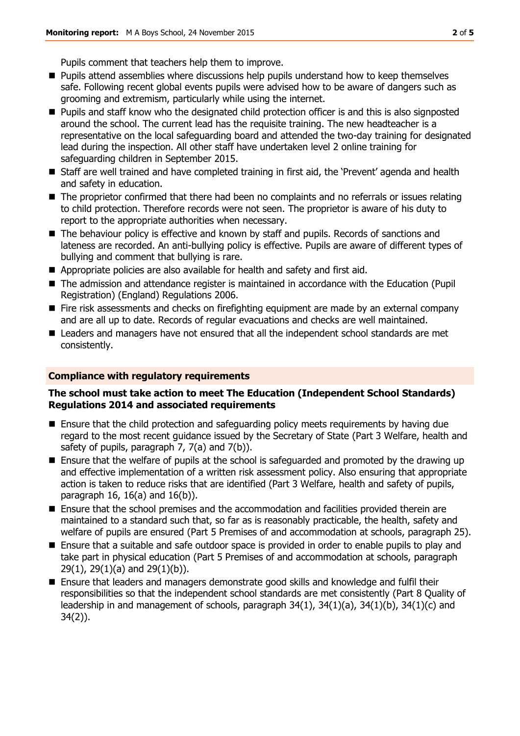Pupils comment that teachers help them to improve.

- Pupils attend assemblies where discussions help pupils understand how to keep themselves safe. Following recent global events pupils were advised how to be aware of dangers such as grooming and extremism, particularly while using the internet.
- Pupils and staff know who the designated child protection officer is and this is also signposted around the school. The current lead has the requisite training. The new headteacher is a representative on the local safeguarding board and attended the two-day training for designated lead during the inspection. All other staff have undertaken level 2 online training for safeguarding children in September 2015.
- Staff are well trained and have completed training in first aid, the 'Prevent' agenda and health and safety in education.
- The proprietor confirmed that there had been no complaints and no referrals or issues relating to child protection. Therefore records were not seen. The proprietor is aware of his duty to report to the appropriate authorities when necessary.
- The behaviour policy is effective and known by staff and pupils. Records of sanctions and lateness are recorded. An anti-bullying policy is effective. Pupils are aware of different types of bullying and comment that bullying is rare.
- Appropriate policies are also available for health and safety and first aid.
- The admission and attendance register is maintained in accordance with the Education (Pupil Registration) (England) Regulations 2006.
- Fire risk assessments and checks on firefighting equipment are made by an external company and are all up to date. Records of regular evacuations and checks are well maintained.
- Leaders and managers have not ensured that all the independent school standards are met consistently.

## Compliance with regulatory requirements

**The school must take action to meet The Education (Independent School Standards) Regulations 2014 and associated requirements**

- Ensure that the child protection and safeguarding policy meets requirements by having due regard to the most recent guidance issued by the Secretary of State (Part 3 Welfare, health and safety of pupils, paragraph 7, 7(a) and 7(b)).
- Ensure that the welfare of pupils at the school is safeguarded and promoted by the drawing up and effective implementation of a written risk assessment policy. Also ensuring that appropriate action is taken to reduce risks that are identified (Part 3 Welfare, health and safety of pupils, paragraph 16, 16(a) and 16(b)).
- Ensure that the school premises and the accommodation and facilities provided therein are maintained to a standard such that, so far as is reasonably practicable, the health, safety and welfare of pupils are ensured (Part 5 Premises of and accommodation at schools, paragraph 25).
- Ensure that a suitable and safe outdoor space is provided in order to enable pupils to play and take part in physical education (Part 5 Premises of and accommodation at schools, paragraph 29(1), 29(1)(a) and 29(1)(b)).
- Ensure that leaders and managers demonstrate good skills and knowledge and fulfil their responsibilities so that the independent school standards are met consistently (Part 8 Quality of leadership in and management of schools, paragraph 34(1), 34(1)(a), 34(1)(b), 34(1)(c) and 34(2)).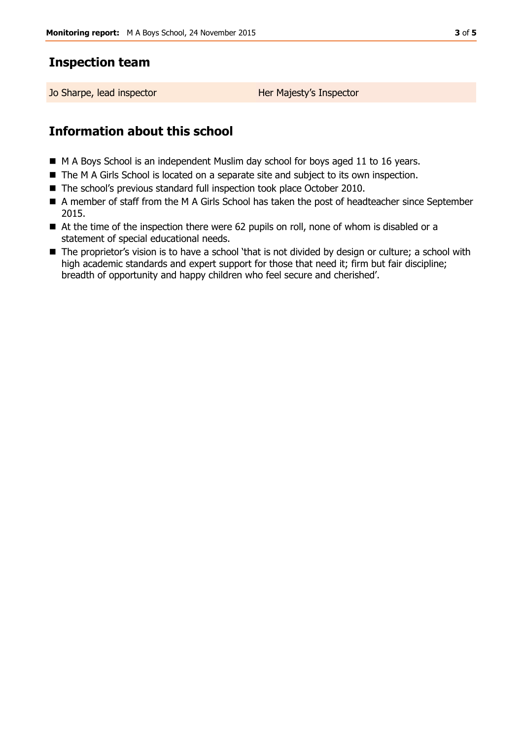## Inspection team

| Jo Sharpe, lead inspector | Her Majesty's Inspector |
| --- | --- |

## Information about this school

- M A Boys School is an independent Muslim day school for boys aged 11 to 16 years.
- The M A Girls School is located on a separate site and subject to its own inspection.
- The school's previous standard full inspection took place October 2010.
- A member of staff from the M A Girls School has taken the post of headteacher since September 2015.
- At the time of the inspection there were 62 pupils on roll, none of whom is disabled or a statement of special educational needs.
- The proprietor's vision is to have a school 'that is not divided by design or culture; a school with high academic standards and expert support for those that need it; firm but fair discipline; breadth of opportunity and happy children who feel secure and cherished'.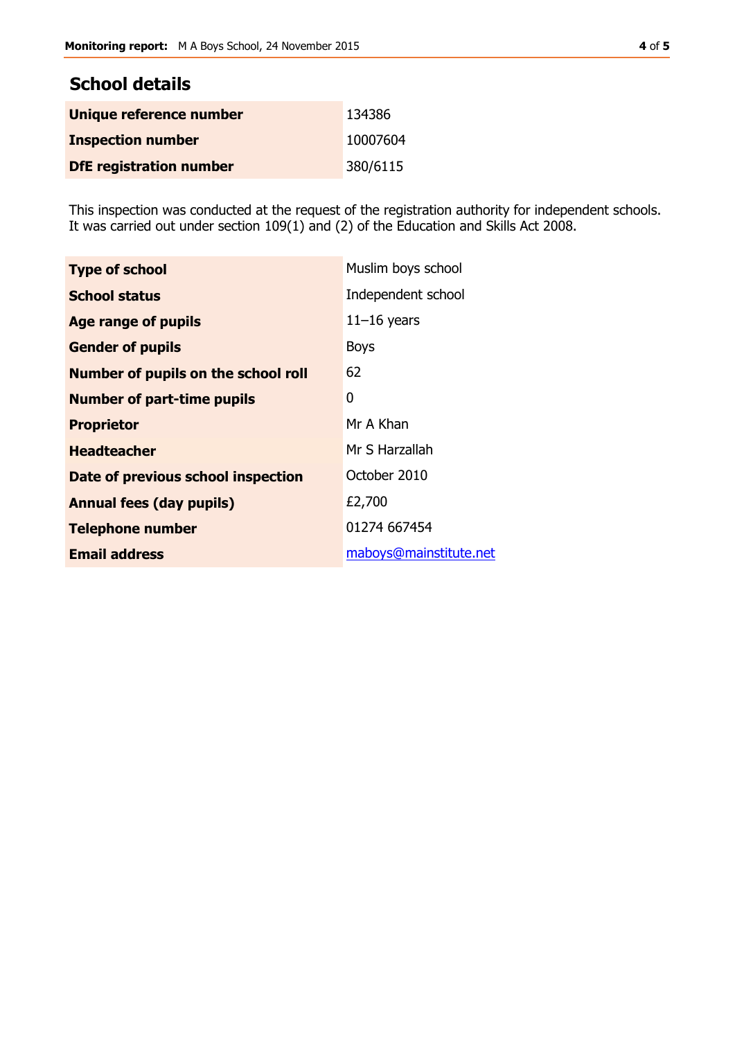## School details

| | |
|---|---|
| **Unique reference number** | 134386 |
| **Inspection number** | 10007604 |
| **DfE registration number** | 380/6115 |

This inspection was conducted at the request of the registration authority for independent schools. It was carried out under section 109(1) and (2) of the Education and Skills Act 2008.

| | |
|---|---|
| **Type of school** | Muslim boys school |
| **School status** | Independent school |
| **Age range of pupils** | 11–16 years |
| **Gender of pupils** | Boys |
| **Number of pupils on the school roll** | 62 |
| **Number of part-time pupils** | 0 |
| **Proprietor** | Mr A Khan |
| **Headteacher** | Mr S Harzallah |
| **Date of previous school inspection** | October 2010 |
| **Annual fees (day pupils)** | £2,700 |
| **Telephone number** | 01274 667454 |
| **Email address** | maboys@mainstitute.net |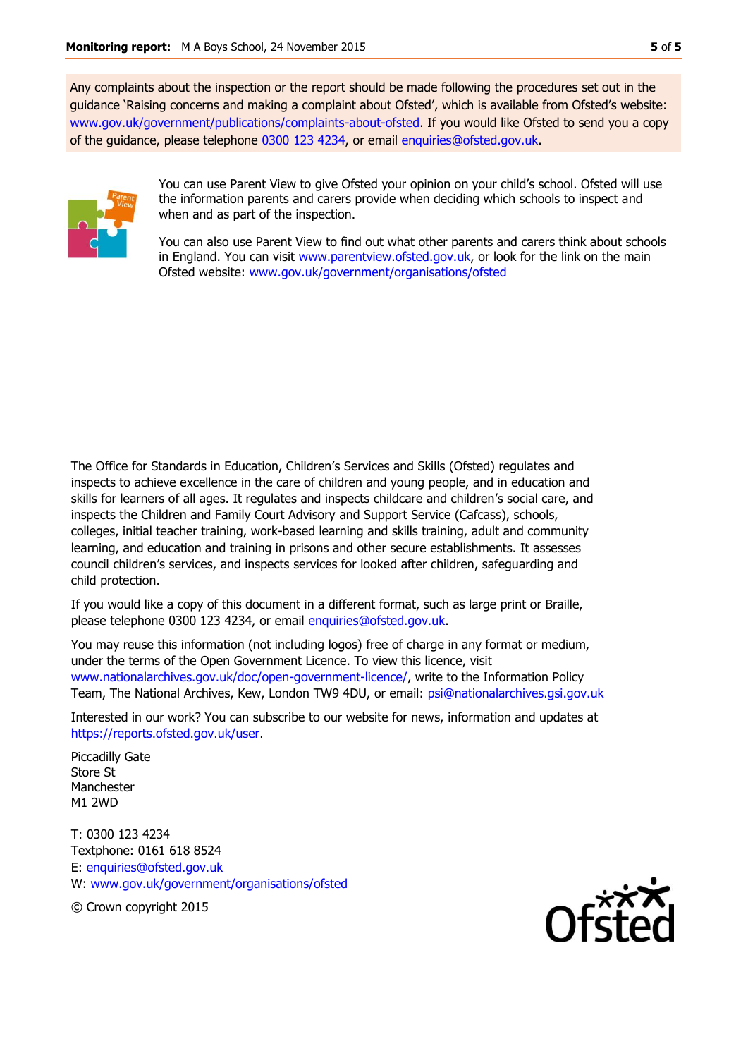Any complaints about the inspection or the report should be made following the procedures set out in the guidance 'Raising concerns and making a complaint about Ofsted', which is available from Ofsted's website: www.gov.uk/government/publications/complaints-about-ofsted. If you would like Ofsted to send you a copy of the guidance, please telephone 0300 123 4234, or email enquiries@ofsted.gov.uk.

You can use Parent View to give Ofsted your opinion on your child's school. Ofsted will use the information parents and carers provide when deciding which schools to inspect and when and as part of the inspection.

You can also use Parent View to find out what other parents and carers think about schools in England. You can visit www.parentview.ofsted.gov.uk, or look for the link on the main Ofsted website: www.gov.uk/government/organisations/ofsted

The Office for Standards in Education, Children's Services and Skills (Ofsted) regulates and inspects to achieve excellence in the care of children and young people, and in education and skills for learners of all ages. It regulates and inspects childcare and children's social care, and inspects the Children and Family Court Advisory and Support Service (Cafcass), schools, colleges, initial teacher training, work-based learning and skills training, adult and community learning, and education and training in prisons and other secure establishments. It assesses council children's services, and inspects services for looked after children, safeguarding and child protection.

If you would like a copy of this document in a different format, such as large print or Braille, please telephone 0300 123 4234, or email enquiries@ofsted.gov.uk.

You may reuse this information (not including logos) free of charge in any format or medium, under the terms of the Open Government Licence. To view this licence, visit www.nationalarchives.gov.uk/doc/open-government-licence/, write to the Information Policy Team, The National Archives, Kew, London TW9 4DU, or email: psi@nationalarchives.gsi.gov.uk

Interested in our work? You can subscribe to our website for news, information and updates at https://reports.ofsted.gov.uk/user.

Piccadilly Gate
Store St
Manchester
M1 2WD

T: 0300 123 4234
Textphone: 0161 618 8524
E: enquiries@ofsted.gov.uk
W: www.gov.uk/government/organisations/ofsted

© Crown copyright 2015